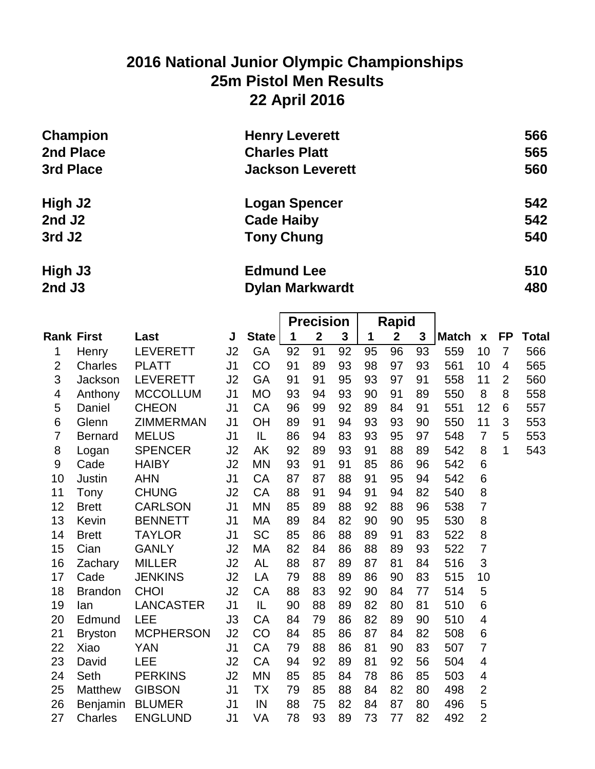# 2016 National Junior Olympic Championships
## 25m Pistol Men Results
## 22 April 2016

| | | |
|---|---|---|
| **Champion** | **Henry Leverett** | **566** |
| **2nd Place** | **Charles Platt** | **565** |
| **3rd Place** | **Jackson Leverett** | **560** |
| | | |
| **High J2** | **Logan Spencer** | **542** |
| **2nd J2** | **Cade Haiby** | **542** |
| **3rd J2** | **Tony Chung** | **540** |
| | | |
| **High J3** | **Edmund Lee** | **510** |
| **2nd J3** | **Dylan Markwardt** | **480** |

| | | | | | Precision | | | Rapid | | | | | | |
|---|---|---|---|---|---|---|---|---|---|---|---|---|---|---|
| **Rank** | **First** | **Last** | **J** | **State** | **1** | **2** | **3** | **1** | **2** | **3** | **Match** | **x** | **FP** | **Total** |
| 1 | Henry | LEVERETT | J2 | GA | 92 | 91 | 92 | 95 | 96 | 93 | 559 | 10 | 7 | 566 |
| 2 | Charles | PLATT | J1 | CO | 91 | 89 | 93 | 98 | 97 | 93 | 561 | 10 | 4 | 565 |
| 3 | Jackson | LEVERETT | J2 | GA | 91 | 91 | 95 | 93 | 97 | 91 | 558 | 11 | 2 | 560 |
| 4 | Anthony | MCCOLLUM | J1 | MO | 93 | 94 | 93 | 90 | 91 | 89 | 550 | 8 | 8 | 558 |
| 5 | Daniel | CHEON | J1 | CA | 96 | 99 | 92 | 89 | 84 | 91 | 551 | 12 | 6 | 557 |
| 6 | Glenn | ZIMMERMAN | J1 | OH | 89 | 91 | 94 | 93 | 93 | 90 | 550 | 11 | 3 | 553 |
| 7 | Bernard | MELUS | J1 | IL | 86 | 94 | 83 | 93 | 95 | 97 | 548 | 7 | 5 | 553 |
| 8 | Logan | SPENCER | J2 | AK | 92 | 89 | 93 | 91 | 88 | 89 | 542 | 8 | 1 | 543 |
| 9 | Cade | HAIBY | J2 | MN | 93 | 91 | 91 | 85 | 86 | 96 | 542 | 6 | | |
| 10 | Justin | AHN | J1 | CA | 87 | 87 | 88 | 91 | 95 | 94 | 542 | 6 | | |
| 11 | Tony | CHUNG | J2 | CA | 88 | 91 | 94 | 91 | 94 | 82 | 540 | 8 | | |
| 12 | Brett | CARLSON | J1 | MN | 85 | 89 | 88 | 92 | 88 | 96 | 538 | 7 | | |
| 13 | Kevin | BENNETT | J1 | MA | 89 | 84 | 82 | 90 | 90 | 95 | 530 | 8 | | |
| 14 | Brett | TAYLOR | J1 | SC | 85 | 86 | 88 | 89 | 91 | 83 | 522 | 8 | | |
| 15 | Cian | GANLY | J2 | MA | 82 | 84 | 86 | 88 | 89 | 93 | 522 | 7 | | |
| 16 | Zachary | MILLER | J2 | AL | 88 | 87 | 89 | 87 | 81 | 84 | 516 | 3 | | |
| 17 | Cade | JENKINS | J2 | LA | 79 | 88 | 89 | 86 | 90 | 83 | 515 | 10 | | |
| 18 | Brandon | CHOI | J2 | CA | 88 | 83 | 92 | 90 | 84 | 77 | 514 | 5 | | |
| 19 | Ian | LANCASTER | J1 | IL | 90 | 88 | 89 | 82 | 80 | 81 | 510 | 6 | | |
| 20 | Edmund | LEE | J3 | CA | 84 | 79 | 86 | 82 | 89 | 90 | 510 | 4 | | |
| 21 | Bryston | MCPHERSON | J2 | CO | 84 | 85 | 86 | 87 | 84 | 82 | 508 | 6 | | |
| 22 | Xiao | YAN | J1 | CA | 79 | 88 | 86 | 81 | 90 | 83 | 507 | 7 | | |
| 23 | David | LEE | J2 | CA | 94 | 92 | 89 | 81 | 92 | 56 | 504 | 4 | | |
| 24 | Seth | PERKINS | J2 | MN | 85 | 85 | 84 | 78 | 86 | 85 | 503 | 4 | | |
| 25 | Matthew | GIBSON | J1 | TX | 79 | 85 | 88 | 84 | 82 | 80 | 498 | 2 | | |
| 26 | Benjamin | BLUMER | J1 | IN | 88 | 75 | 82 | 84 | 87 | 80 | 496 | 5 | | |
| 27 | Charles | ENGLUND | J1 | VA | 78 | 93 | 89 | 73 | 77 | 82 | 492 | 2 | | |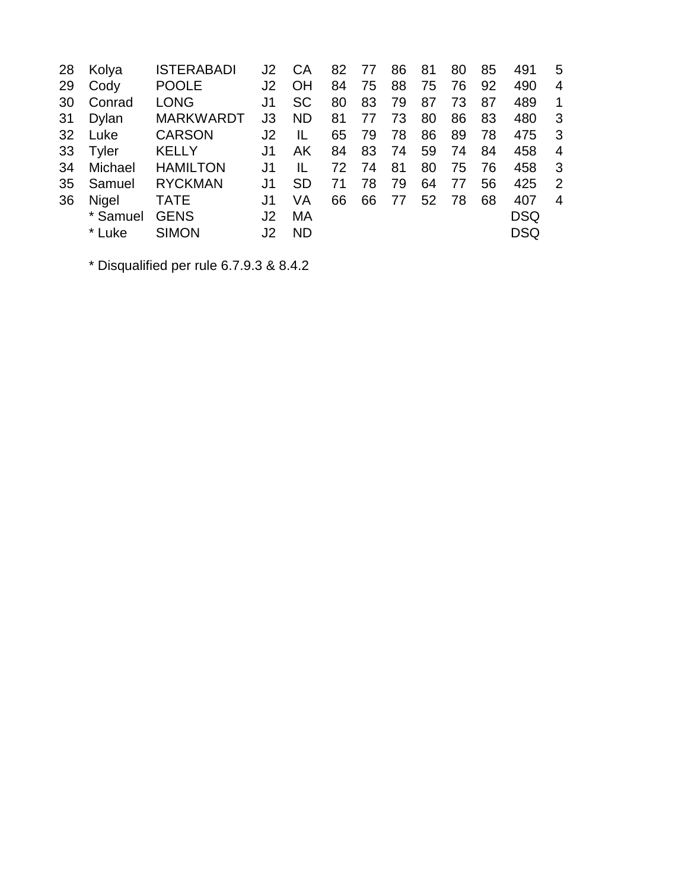| | | | | | | | | | | | | |
|---|---|---|---|---|---|---|---|---|---|---|---|---|
| 28 | Kolya | ISTERABADI | J2 | CA | 82 | 77 | 86 | 81 | 80 | 85 | 491 | 5 |
| 29 | Cody | POOLE | J2 | OH | 84 | 75 | 88 | 75 | 76 | 92 | 490 | 4 |
| 30 | Conrad | LONG | J1 | SC | 80 | 83 | 79 | 87 | 73 | 87 | 489 | 1 |
| 31 | Dylan | MARKWARDT | J3 | ND | 81 | 77 | 73 | 80 | 86 | 83 | 480 | 3 |
| 32 | Luke | CARSON | J2 | IL | 65 | 79 | 78 | 86 | 89 | 78 | 475 | 3 |
| 33 | Tyler | KELLY | J1 | AK | 84 | 83 | 74 | 59 | 74 | 84 | 458 | 4 |
| 34 | Michael | HAMILTON | J1 | IL | 72 | 74 | 81 | 80 | 75 | 76 | 458 | 3 |
| 35 | Samuel | RYCKMAN | J1 | SD | 71 | 78 | 79 | 64 | 77 | 56 | 425 | 2 |
| 36 | Nigel | TATE | J1 | VA | 66 | 66 | 77 | 52 | 78 | 68 | 407 | 4 |
| | * Samuel | GENS | J2 | MA | | | | | | | DSQ | |
| | * Luke | SIMON | J2 | ND | | | | | | | DSQ | |

* Disqualified per rule 6.7.9.3 & 8.4.2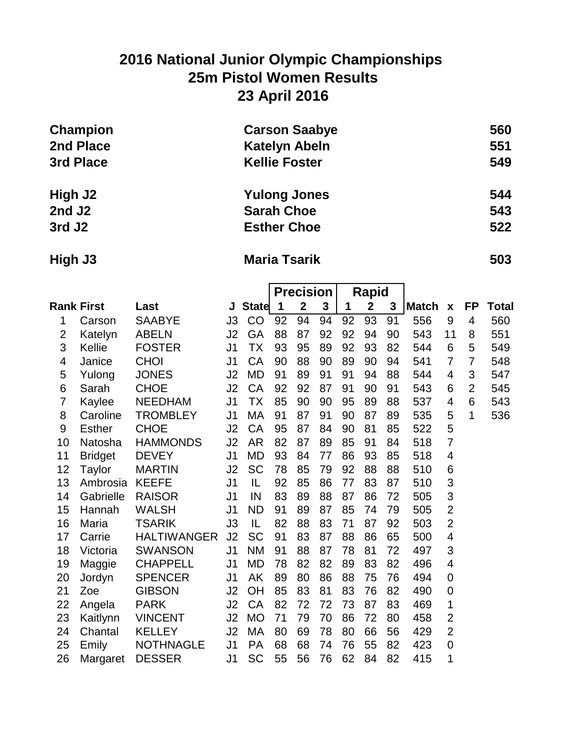# 2016 National Junior Olympic Championships
# 25m Pistol Women Results
# 23 April 2016

| | | |
|---|---|---|
| **Champion** | **Carson Saabye** | **560** |
| **2nd Place** | **Katelyn Abeln** | **551** |
| **3rd Place** | **Kellie Foster** | **549** |
| | | |
| **High J2** | **Yulong Jones** | **544** |
| **2nd J2** | **Sarah Choe** | **543** |
| **3rd J2** | **Esther Choe** | **522** |
| | | |
| **High J3** | **Maria Tsarik** | **503** |

| | | | | | Precision | | | Rapid | | | | | | |
|---|---|---|---|---|---|---|---|---|---|---|---|---|---|---|
| **Rank** | **First** | **Last** | **J** | **State** | **1** | **2** | **3** | **1** | **2** | **3** | **Match** | **x** | **FP** | **Total** |
| 1 | Carson | SAABYE | J3 | CO | 92 | 94 | 94 | 92 | 93 | 91 | 556 | 9 | 4 | 560 |
| 2 | Katelyn | ABELN | J2 | GA | 88 | 87 | 92 | 92 | 94 | 90 | 543 | 11 | 8 | 551 |
| 3 | Kellie | FOSTER | J1 | TX | 93 | 95 | 89 | 92 | 93 | 82 | 544 | 6 | 5 | 549 |
| 4 | Janice | CHOI | J1 | CA | 90 | 88 | 90 | 89 | 90 | 94 | 541 | 7 | 7 | 548 |
| 5 | Yulong | JONES | J2 | MD | 91 | 89 | 91 | 91 | 94 | 88 | 544 | 4 | 3 | 547 |
| 6 | Sarah | CHOE | J2 | CA | 92 | 92 | 87 | 91 | 90 | 91 | 543 | 6 | 2 | 545 |
| 7 | Kaylee | NEEDHAM | J1 | TX | 85 | 90 | 90 | 95 | 89 | 88 | 537 | 4 | 6 | 543 |
| 8 | Caroline | TROMBLEY | J1 | MA | 91 | 87 | 91 | 90 | 87 | 89 | 535 | 5 | 1 | 536 |
| 9 | Esther | CHOE | J2 | CA | 95 | 87 | 84 | 90 | 81 | 85 | 522 | 5 | | |
| 10 | Natosha | HAMMONDS | J2 | AR | 82 | 87 | 89 | 85 | 91 | 84 | 518 | 7 | | |
| 11 | Bridget | DEVEY | J1 | MD | 93 | 84 | 77 | 86 | 93 | 85 | 518 | 4 | | |
| 12 | Taylor | MARTIN | J2 | SC | 78 | 85 | 79 | 92 | 88 | 88 | 510 | 6 | | |
| 13 | Ambrosia | KEEFE | J1 | IL | 92 | 85 | 86 | 77 | 83 | 87 | 510 | 3 | | |
| 14 | Gabrielle | RAISOR | J1 | IN | 83 | 89 | 88 | 87 | 86 | 72 | 505 | 3 | | |
| 15 | Hannah | WALSH | J1 | ND | 91 | 89 | 87 | 85 | 74 | 79 | 505 | 2 | | |
| 16 | Maria | TSARIK | J3 | IL | 82 | 88 | 83 | 71 | 87 | 92 | 503 | 2 | | |
| 17 | Carrie | HALTIWANGER | J2 | SC | 91 | 83 | 87 | 88 | 86 | 65 | 500 | 4 | | |
| 18 | Victoria | SWANSON | J1 | NM | 91 | 88 | 87 | 78 | 81 | 72 | 497 | 3 | | |
| 19 | Maggie | CHAPPELL | J1 | MD | 78 | 82 | 82 | 89 | 83 | 82 | 496 | 4 | | |
| 20 | Jordyn | SPENCER | J1 | AK | 89 | 80 | 86 | 88 | 75 | 76 | 494 | 0 | | |
| 21 | Zoe | GIBSON | J2 | OH | 85 | 83 | 81 | 83 | 76 | 82 | 490 | 0 | | |
| 22 | Angela | PARK | J2 | CA | 82 | 72 | 72 | 73 | 87 | 83 | 469 | 1 | | |
| 23 | Kaitlynn | VINCENT | J2 | MO | 71 | 79 | 70 | 86 | 72 | 80 | 458 | 2 | | |
| 24 | Chantal | KELLEY | J2 | MA | 80 | 69 | 78 | 80 | 66 | 56 | 429 | 2 | | |
| 25 | Emily | NOTHNAGLE | J1 | PA | 68 | 68 | 74 | 76 | 55 | 82 | 423 | 0 | | |
| 26 | Margaret | DESSER | J1 | SC | 55 | 56 | 76 | 62 | 84 | 82 | 415 | 1 | | |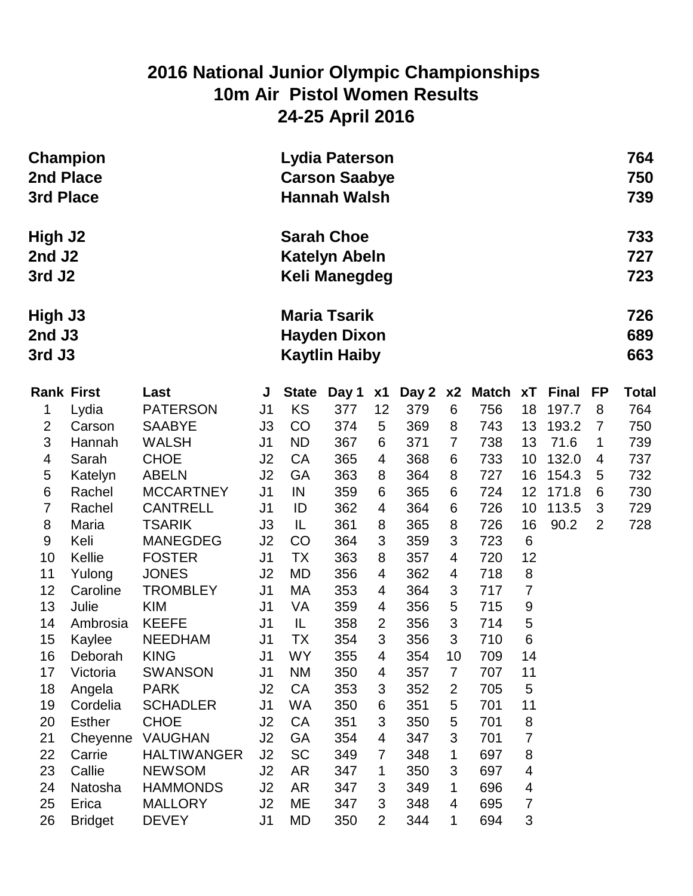# 2016 National Junior Olympic Championships
## 10m Air Pistol Women Results
### 24-25 April 2016

| | | |
|---|---|---|
| **Champion** | **Lydia Paterson** | **764** |
| **2nd Place** | **Carson Saabye** | **750** |
| **3rd Place** | **Hannah Walsh** | **739** |
| | | |
| **High J2** | **Sarah Choe** | **733** |
| **2nd J2** | **Katelyn Abeln** | **727** |
| **3rd J2** | **Keli Manegdeg** | **723** |
| | | |
| **High J3** | **Maria Tsarik** | **726** |
| **2nd J3** | **Hayden Dixon** | **689** |
| **3rd J3** | **Kaytlin Haiby** | **663** |

| Rank | First | Last | J | State | Day 1 | x1 | Day 2 | x2 | Match | xT | Final | FP | Total |
|---|---|---|---|---|---|---|---|---|---|---|---|---|---|
| 1 | Lydia | PATERSON | J1 | KS | 377 | 12 | 379 | 6 | 756 | 18 | 197.7 | 8 | 764 |
| 2 | Carson | SAABYE | J3 | CO | 374 | 5 | 369 | 8 | 743 | 13 | 193.2 | 7 | 750 |
| 3 | Hannah | WALSH | J1 | ND | 367 | 6 | 371 | 7 | 738 | 13 | 71.6 | 1 | 739 |
| 4 | Sarah | CHOE | J2 | CA | 365 | 4 | 368 | 6 | 733 | 10 | 132.0 | 4 | 737 |
| 5 | Katelyn | ABELN | J2 | GA | 363 | 8 | 364 | 8 | 727 | 16 | 154.3 | 5 | 732 |
| 6 | Rachel | MCCARTNEY | J1 | IN | 359 | 6 | 365 | 6 | 724 | 12 | 171.8 | 6 | 730 |
| 7 | Rachel | CANTRELL | J1 | ID | 362 | 4 | 364 | 6 | 726 | 10 | 113.5 | 3 | 729 |
| 8 | Maria | TSARIK | J3 | IL | 361 | 8 | 365 | 8 | 726 | 16 | 90.2 | 2 | 728 |
| 9 | Keli | MANEGDEG | J2 | CO | 364 | 3 | 359 | 3 | 723 | 6 | | | |
| 10 | Kellie | FOSTER | J1 | TX | 363 | 8 | 357 | 4 | 720 | 12 | | | |
| 11 | Yulong | JONES | J2 | MD | 356 | 4 | 362 | 4 | 718 | 8 | | | |
| 12 | Caroline | TROMBLEY | J1 | MA | 353 | 4 | 364 | 3 | 717 | 7 | | | |
| 13 | Julie | KIM | J1 | VA | 359 | 4 | 356 | 5 | 715 | 9 | | | |
| 14 | Ambrosia | KEEFE | J1 | IL | 358 | 2 | 356 | 3 | 714 | 5 | | | |
| 15 | Kaylee | NEEDHAM | J1 | TX | 354 | 3 | 356 | 3 | 710 | 6 | | | |
| 16 | Deborah | KING | J1 | WY | 355 | 4 | 354 | 10 | 709 | 14 | | | |
| 17 | Victoria | SWANSON | J1 | NM | 350 | 4 | 357 | 7 | 707 | 11 | | | |
| 18 | Angela | PARK | J2 | CA | 353 | 3 | 352 | 2 | 705 | 5 | | | |
| 19 | Cordelia | SCHADLER | J1 | WA | 350 | 6 | 351 | 5 | 701 | 11 | | | |
| 20 | Esther | CHOE | J2 | CA | 351 | 3 | 350 | 5 | 701 | 8 | | | |
| 21 | Cheyenne | VAUGHAN | J2 | GA | 354 | 4 | 347 | 3 | 701 | 7 | | | |
| 22 | Carrie | HALTIWANGER | J2 | SC | 349 | 7 | 348 | 1 | 697 | 8 | | | |
| 23 | Callie | NEWSOM | J2 | AR | 347 | 1 | 350 | 3 | 697 | 4 | | | |
| 24 | Natosha | HAMMONDS | J2 | AR | 347 | 3 | 349 | 1 | 696 | 4 | | | |
| 25 | Erica | MALLORY | J2 | ME | 347 | 3 | 348 | 4 | 695 | 7 | | | |
| 26 | Bridget | DEVEY | J1 | MD | 350 | 2 | 344 | 1 | 694 | 3 | | | |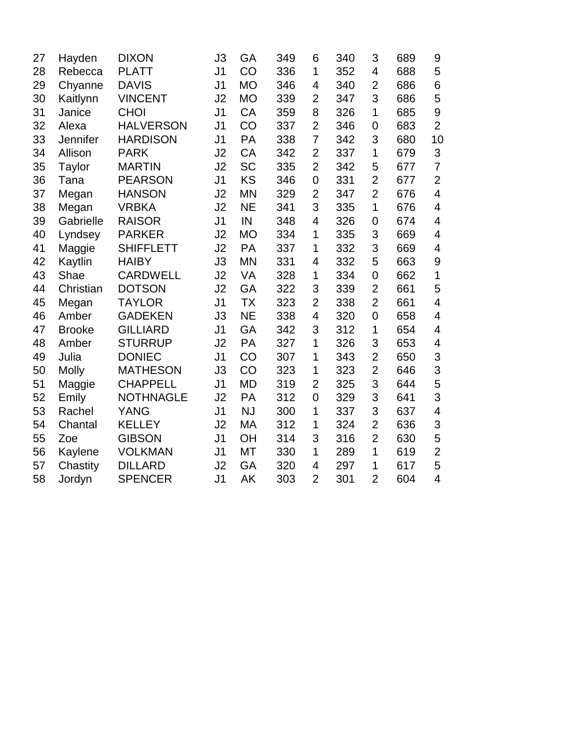| | | | | | | | | | | |
|---|---|---|---|---|---|---|---|---|---|---|
| 27 | Hayden | DIXON | J3 | GA | 349 | 6 | 340 | 3 | 689 | 9 |
| 28 | Rebecca | PLATT | J1 | CO | 336 | 1 | 352 | 4 | 688 | 5 |
| 29 | Chyanne | DAVIS | J1 | MO | 346 | 4 | 340 | 2 | 686 | 6 |
| 30 | Kaitlynn | VINCENT | J2 | MO | 339 | 2 | 347 | 3 | 686 | 5 |
| 31 | Janice | CHOI | J1 | CA | 359 | 8 | 326 | 1 | 685 | 9 |
| 32 | Alexa | HALVERSON | J1 | CO | 337 | 2 | 346 | 0 | 683 | 2 |
| 33 | Jennifer | HARDISON | J1 | PA | 338 | 7 | 342 | 3 | 680 | 10 |
| 34 | Allison | PARK | J2 | CA | 342 | 2 | 337 | 1 | 679 | 3 |
| 35 | Taylor | MARTIN | J2 | SC | 335 | 2 | 342 | 5 | 677 | 7 |
| 36 | Tana | PEARSON | J1 | KS | 346 | 0 | 331 | 2 | 677 | 2 |
| 37 | Megan | HANSON | J2 | MN | 329 | 2 | 347 | 2 | 676 | 4 |
| 38 | Megan | VRBKA | J2 | NE | 341 | 3 | 335 | 1 | 676 | 4 |
| 39 | Gabrielle | RAISOR | J1 | IN | 348 | 4 | 326 | 0 | 674 | 4 |
| 40 | Lyndsey | PARKER | J2 | MO | 334 | 1 | 335 | 3 | 669 | 4 |
| 41 | Maggie | SHIFFLETT | J2 | PA | 337 | 1 | 332 | 3 | 669 | 4 |
| 42 | Kaytlin | HAIBY | J3 | MN | 331 | 4 | 332 | 5 | 663 | 9 |
| 43 | Shae | CARDWELL | J2 | VA | 328 | 1 | 334 | 0 | 662 | 1 |
| 44 | Christian | DOTSON | J2 | GA | 322 | 3 | 339 | 2 | 661 | 5 |
| 45 | Megan | TAYLOR | J1 | TX | 323 | 2 | 338 | 2 | 661 | 4 |
| 46 | Amber | GADEKEN | J3 | NE | 338 | 4 | 320 | 0 | 658 | 4 |
| 47 | Brooke | GILLIARD | J1 | GA | 342 | 3 | 312 | 1 | 654 | 4 |
| 48 | Amber | STURRUP | J2 | PA | 327 | 1 | 326 | 3 | 653 | 4 |
| 49 | Julia | DONIEC | J1 | CO | 307 | 1 | 343 | 2 | 650 | 3 |
| 50 | Molly | MATHESON | J3 | CO | 323 | 1 | 323 | 2 | 646 | 3 |
| 51 | Maggie | CHAPPELL | J1 | MD | 319 | 2 | 325 | 3 | 644 | 5 |
| 52 | Emily | NOTHNAGLE | J2 | PA | 312 | 0 | 329 | 3 | 641 | 3 |
| 53 | Rachel | YANG | J1 | NJ | 300 | 1 | 337 | 3 | 637 | 4 |
| 54 | Chantal | KELLEY | J2 | MA | 312 | 1 | 324 | 2 | 636 | 3 |
| 55 | Zoe | GIBSON | J1 | OH | 314 | 3 | 316 | 2 | 630 | 5 |
| 56 | Kaylene | VOLKMAN | J1 | MT | 330 | 1 | 289 | 1 | 619 | 2 |
| 57 | Chastity | DILLARD | J2 | GA | 320 | 4 | 297 | 1 | 617 | 5 |
| 58 | Jordyn | SPENCER | J1 | AK | 303 | 2 | 301 | 2 | 604 | 4 |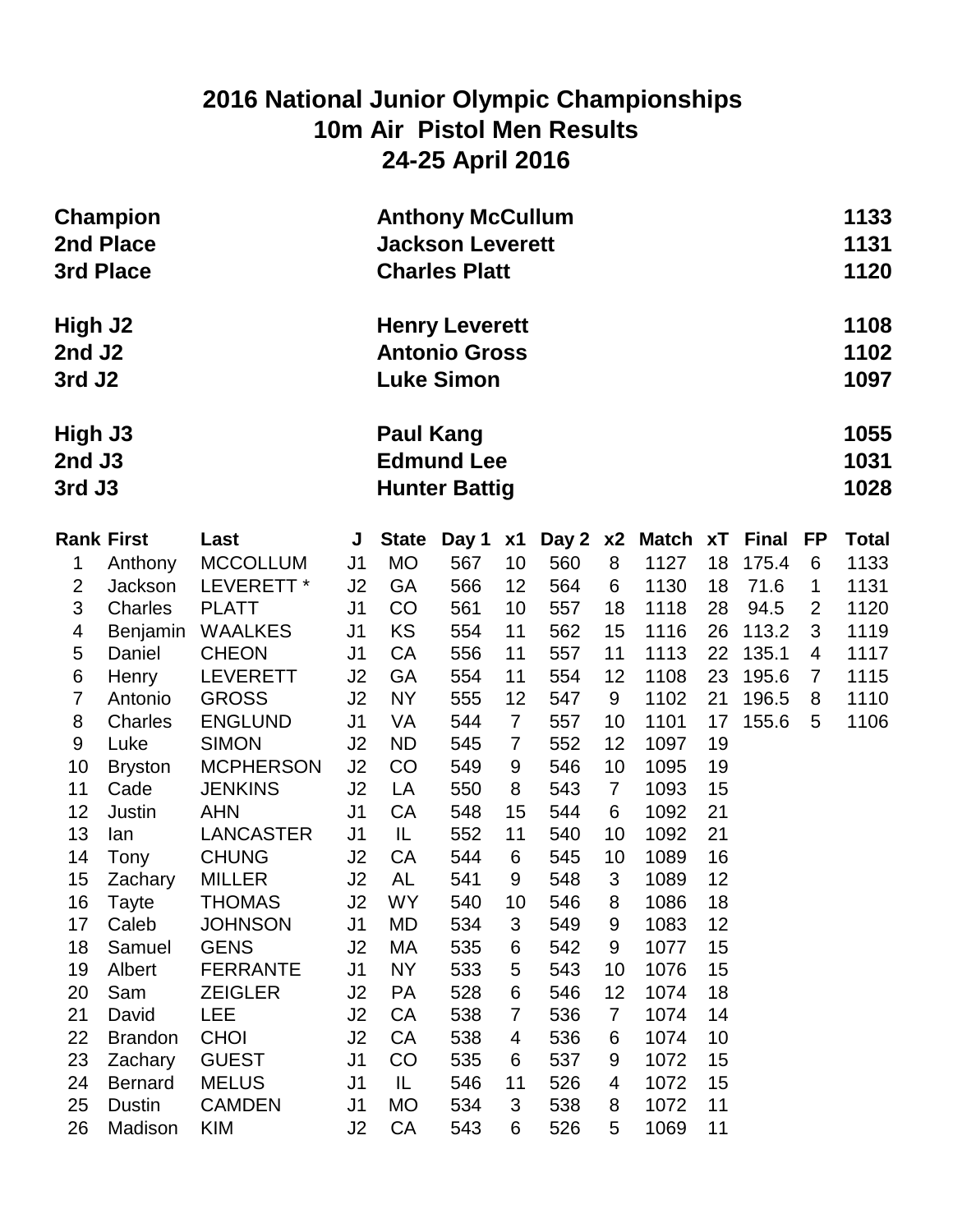# 2016 National Junior Olympic Championships
# 10m Air Pistol Men Results
# 24-25 April 2016

| | | |
|---|---|---|
| **Champion** | **Anthony McCullum** | **1133** |
| **2nd Place** | **Jackson Leverett** | **1131** |
| **3rd Place** | **Charles Platt** | **1120** |
| | | |
| **High J2** | **Henry Leverett** | **1108** |
| **2nd J2** | **Antonio Gross** | **1102** |
| **3rd J2** | **Luke Simon** | **1097** |
| | | |
| **High J3** | **Paul Kang** | **1055** |
| **2nd J3** | **Edmund Lee** | **1031** |
| **3rd J3** | **Hunter Battig** | **1028** |

| Rank | First | Last | J | State | Day 1 | x1 | Day 2 | x2 | Match | xT | Final | FP | Total |
|---|---|---|---|---|---|---|---|---|---|---|---|---|---|
| 1 | Anthony | MCCOLLUM | J1 | MO | 567 | 10 | 560 | 8 | 1127 | 18 | 175.4 | 6 | 1133 |
| 2 | Jackson | LEVERETT * | J2 | GA | 566 | 12 | 564 | 6 | 1130 | 18 | 71.6 | 1 | 1131 |
| 3 | Charles | PLATT | J1 | CO | 561 | 10 | 557 | 18 | 1118 | 28 | 94.5 | 2 | 1120 |
| 4 | Benjamin | WAALKES | J1 | KS | 554 | 11 | 562 | 15 | 1116 | 26 | 113.2 | 3 | 1119 |
| 5 | Daniel | CHEON | J1 | CA | 556 | 11 | 557 | 11 | 1113 | 22 | 135.1 | 4 | 1117 |
| 6 | Henry | LEVERETT | J2 | GA | 554 | 11 | 554 | 12 | 1108 | 23 | 195.6 | 7 | 1115 |
| 7 | Antonio | GROSS | J2 | NY | 555 | 12 | 547 | 9 | 1102 | 21 | 196.5 | 8 | 1110 |
| 8 | Charles | ENGLUND | J1 | VA | 544 | 7 | 557 | 10 | 1101 | 17 | 155.6 | 5 | 1106 |
| 9 | Luke | SIMON | J2 | ND | 545 | 7 | 552 | 12 | 1097 | 19 | | | |
| 10 | Bryston | MCPHERSON | J2 | CO | 549 | 9 | 546 | 10 | 1095 | 19 | | | |
| 11 | Cade | JENKINS | J2 | LA | 550 | 8 | 543 | 7 | 1093 | 15 | | | |
| 12 | Justin | AHN | J1 | CA | 548 | 15 | 544 | 6 | 1092 | 21 | | | |
| 13 | Ian | LANCASTER | J1 | IL | 552 | 11 | 540 | 10 | 1092 | 21 | | | |
| 14 | Tony | CHUNG | J2 | CA | 544 | 6 | 545 | 10 | 1089 | 16 | | | |
| 15 | Zachary | MILLER | J2 | AL | 541 | 9 | 548 | 3 | 1089 | 12 | | | |
| 16 | Tayte | THOMAS | J2 | WY | 540 | 10 | 546 | 8 | 1086 | 18 | | | |
| 17 | Caleb | JOHNSON | J1 | MD | 534 | 3 | 549 | 9 | 1083 | 12 | | | |
| 18 | Samuel | GENS | J2 | MA | 535 | 6 | 542 | 9 | 1077 | 15 | | | |
| 19 | Albert | FERRANTE | J1 | NY | 533 | 5 | 543 | 10 | 1076 | 15 | | | |
| 20 | Sam | ZEIGLER | J2 | PA | 528 | 6 | 546 | 12 | 1074 | 18 | | | |
| 21 | David | LEE | J2 | CA | 538 | 7 | 536 | 7 | 1074 | 14 | | | |
| 22 | Brandon | CHOI | J2 | CA | 538 | 4 | 536 | 6 | 1074 | 10 | | | |
| 23 | Zachary | GUEST | J1 | CO | 535 | 6 | 537 | 9 | 1072 | 15 | | | |
| 24 | Bernard | MELUS | J1 | IL | 546 | 11 | 526 | 4 | 1072 | 15 | | | |
| 25 | Dustin | CAMDEN | J1 | MO | 534 | 3 | 538 | 8 | 1072 | 11 | | | |
| 26 | Madison | KIM | J2 | CA | 543 | 6 | 526 | 5 | 1069 | 11 | | | |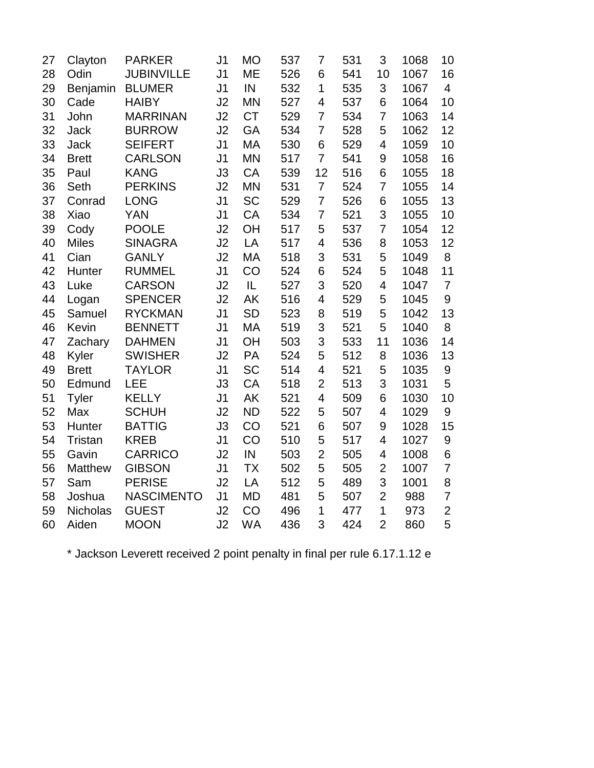| | | | | | | | | | | |
|---|---|---|---|---|---|---|---|---|---|---|
| 27 | Clayton | PARKER | J1 | MO | 537 | 7 | 531 | 3 | 1068 | 10 |
| 28 | Odin | JUBINVILLE | J1 | ME | 526 | 6 | 541 | 10 | 1067 | 16 |
| 29 | Benjamin | BLUMER | J1 | IN | 532 | 1 | 535 | 3 | 1067 | 4 |
| 30 | Cade | HAIBY | J2 | MN | 527 | 4 | 537 | 6 | 1064 | 10 |
| 31 | John | MARRINAN | J2 | CT | 529 | 7 | 534 | 7 | 1063 | 14 |
| 32 | Jack | BURROW | J2 | GA | 534 | 7 | 528 | 5 | 1062 | 12 |
| 33 | Jack | SEIFERT | J1 | MA | 530 | 6 | 529 | 4 | 1059 | 10 |
| 34 | Brett | CARLSON | J1 | MN | 517 | 7 | 541 | 9 | 1058 | 16 |
| 35 | Paul | KANG | J3 | CA | 539 | 12 | 516 | 6 | 1055 | 18 |
| 36 | Seth | PERKINS | J2 | MN | 531 | 7 | 524 | 7 | 1055 | 14 |
| 37 | Conrad | LONG | J1 | SC | 529 | 7 | 526 | 6 | 1055 | 13 |
| 38 | Xiao | YAN | J1 | CA | 534 | 7 | 521 | 3 | 1055 | 10 |
| 39 | Cody | POOLE | J2 | OH | 517 | 5 | 537 | 7 | 1054 | 12 |
| 40 | Miles | SINAGRA | J2 | LA | 517 | 4 | 536 | 8 | 1053 | 12 |
| 41 | Cian | GANLY | J2 | MA | 518 | 3 | 531 | 5 | 1049 | 8 |
| 42 | Hunter | RUMMEL | J1 | CO | 524 | 6 | 524 | 5 | 1048 | 11 |
| 43 | Luke | CARSON | J2 | IL | 527 | 3 | 520 | 4 | 1047 | 7 |
| 44 | Logan | SPENCER | J2 | AK | 516 | 4 | 529 | 5 | 1045 | 9 |
| 45 | Samuel | RYCKMAN | J1 | SD | 523 | 8 | 519 | 5 | 1042 | 13 |
| 46 | Kevin | BENNETT | J1 | MA | 519 | 3 | 521 | 5 | 1040 | 8 |
| 47 | Zachary | DAHMEN | J1 | OH | 503 | 3 | 533 | 11 | 1036 | 14 |
| 48 | Kyler | SWISHER | J2 | PA | 524 | 5 | 512 | 8 | 1036 | 13 |
| 49 | Brett | TAYLOR | J1 | SC | 514 | 4 | 521 | 5 | 1035 | 9 |
| 50 | Edmund | LEE | J3 | CA | 518 | 2 | 513 | 3 | 1031 | 5 |
| 51 | Tyler | KELLY | J1 | AK | 521 | 4 | 509 | 6 | 1030 | 10 |
| 52 | Max | SCHUH | J2 | ND | 522 | 5 | 507 | 4 | 1029 | 9 |
| 53 | Hunter | BATTIG | J3 | CO | 521 | 6 | 507 | 9 | 1028 | 15 |
| 54 | Tristan | KREB | J1 | CO | 510 | 5 | 517 | 4 | 1027 | 9 |
| 55 | Gavin | CARRICO | J2 | IN | 503 | 2 | 505 | 4 | 1008 | 6 |
| 56 | Matthew | GIBSON | J1 | TX | 502 | 5 | 505 | 2 | 1007 | 7 |
| 57 | Sam | PERISE | J2 | LA | 512 | 5 | 489 | 3 | 1001 | 8 |
| 58 | Joshua | NASCIMENTO | J1 | MD | 481 | 5 | 507 | 2 | 988 | 7 |
| 59 | Nicholas | GUEST | J2 | CO | 496 | 1 | 477 | 1 | 973 | 2 |
| 60 | Aiden | MOON | J2 | WA | 436 | 3 | 424 | 2 | 860 | 5 |

* Jackson Leverett received 2 point penalty in final per rule 6.17.1.12 e